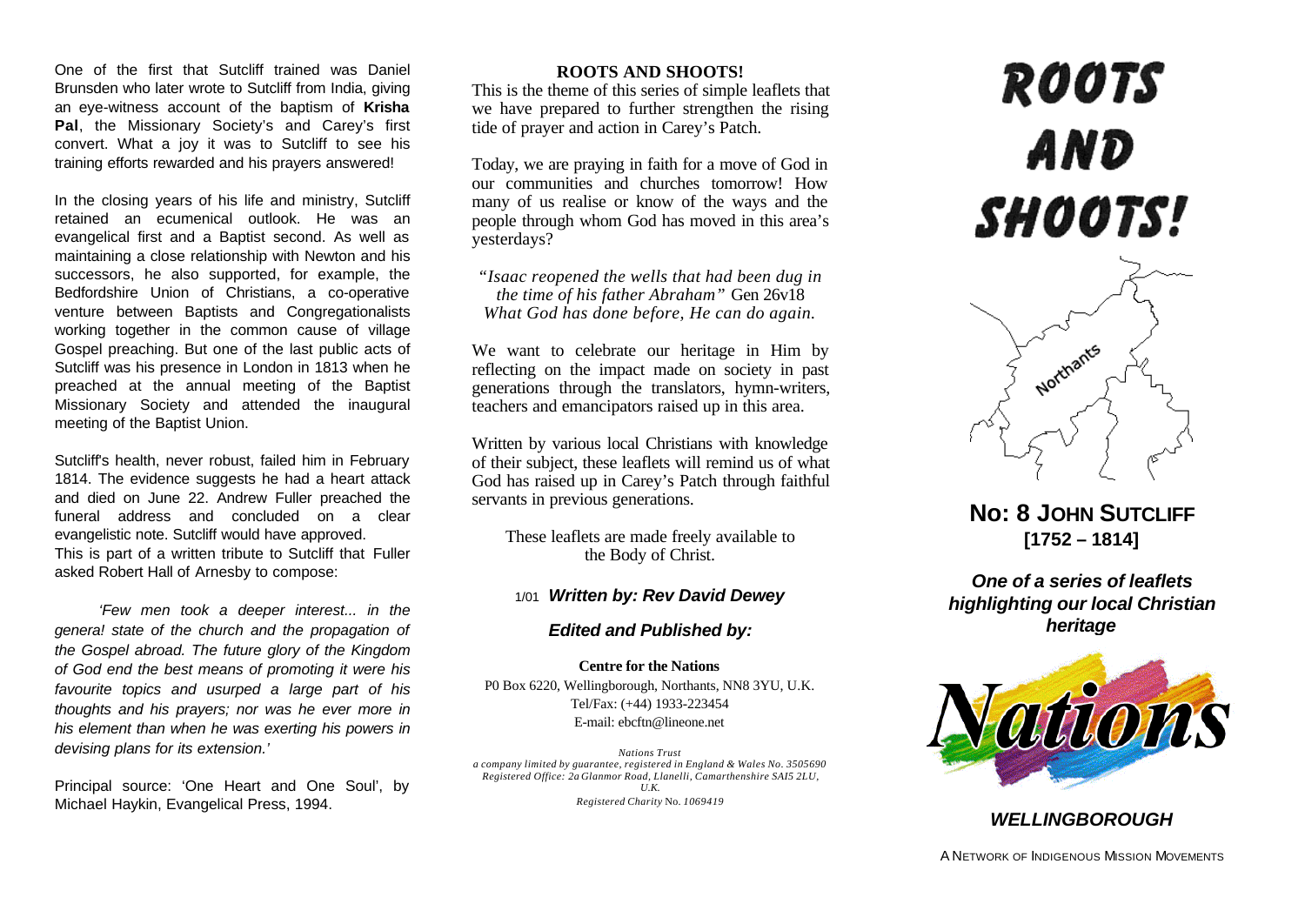One of the first that Sutcliff trained was Daniel Brunsden who later wrote to Sutcliff from India, giving an eye-witness account of the baptism of **Krisha Pal**, the Missionary Society's and Carey's first convert. What a joy it was to Sutcliff to see his training efforts rewarded and his prayers answered!

In the closing years of his life and ministry, Sutcliff retained an ecumenical outlook. He was an evangelical first and a Baptist second. As well as maintaining a close relationship with Newton and his successors, he also supported, for example, the Bedfordshire Union of Christians, a co-operative venture between Baptists and Congregationalists working together in the common cause of village Gospel preaching. But one of the last public acts of Sutcliff was his presence in London in 1813 when he preached at the annual meeting of the Baptist Missionary Society and attended the inaugural meeting of the Baptist Union.

Sutcliff's health, never robust, failed him in February 1814. The evidence suggests he had a heart attack and died on June 22. Andrew Fuller preached the funeral address and concluded on a clear evangelistic note. Sutcliff would have approved.
This is part of a written tribute to Sutcliff that Fuller asked Robert Hall of Arnesby to compose:

> *'Few men took a deeper interest... in the genera! state of the church and the propagation of the Gospel abroad. The future glory of the Kingdom of God end the best means of promoting it were his favourite topics and usurped a large part of his thoughts and his prayers; nor was he ever more in his element than when he was exerting his powers in devising plans for its extension.'*

Principal source: 'One Heart and One Soul', by Michael Haykin, Evangelical Press, 1994.

## ROOTS AND SHOOTS!

This is the theme of this series of simple leaflets that we have prepared to further strengthen the rising tide of prayer and action in Carey's Patch.

Today, we are praying in faith for a move of God in our communities and churches tomorrow! How many of us realise or know of the ways and the people through whom God has moved in this area's yesterdays?

*"Isaac reopened the wells that had been dug in the time of his father Abraham"* Gen 26v18
*What God has done before, He can do again.*

We want to celebrate our heritage in Him by reflecting on the impact made on society in past generations through the translators, hymn-writers, teachers and emancipators raised up in this area.

Written by various local Christians with knowledge of their subject, these leaflets will remind us of what God has raised up in Carey's Patch through faithful servants in previous generations.

These leaflets are made freely available to the Body of Christ.

1/01 ***Written by: Rev David Dewey***

***Edited and Published by:***

**Centre for the Nations**
P0 Box 6220, Wellingborough, Northants, NN8 3YU, U.K.
Tel/Fax: (+44) 1933-223454
E-mail: ebcftn@lineone.net

*Nations Trust*
*a company limited by guarantee, registered in England & Wales No. 3505690*
*Registered Office: 2a Glanmor Road, Llanelli, Camarthenshire SAI5 2LU, U.K.*
*Registered Charity* No. *1069419*

# ROOTS AND SHOOTS!

Northants

## No: 8 JOHN SUTCLIFF [1752 – 1814]

***One of a series of leaflets highlighting our local Christian heritage***

Nations

***WELLINGBOROUGH***

A NETWORK OF INDIGENOUS MISSION MOVEMENTS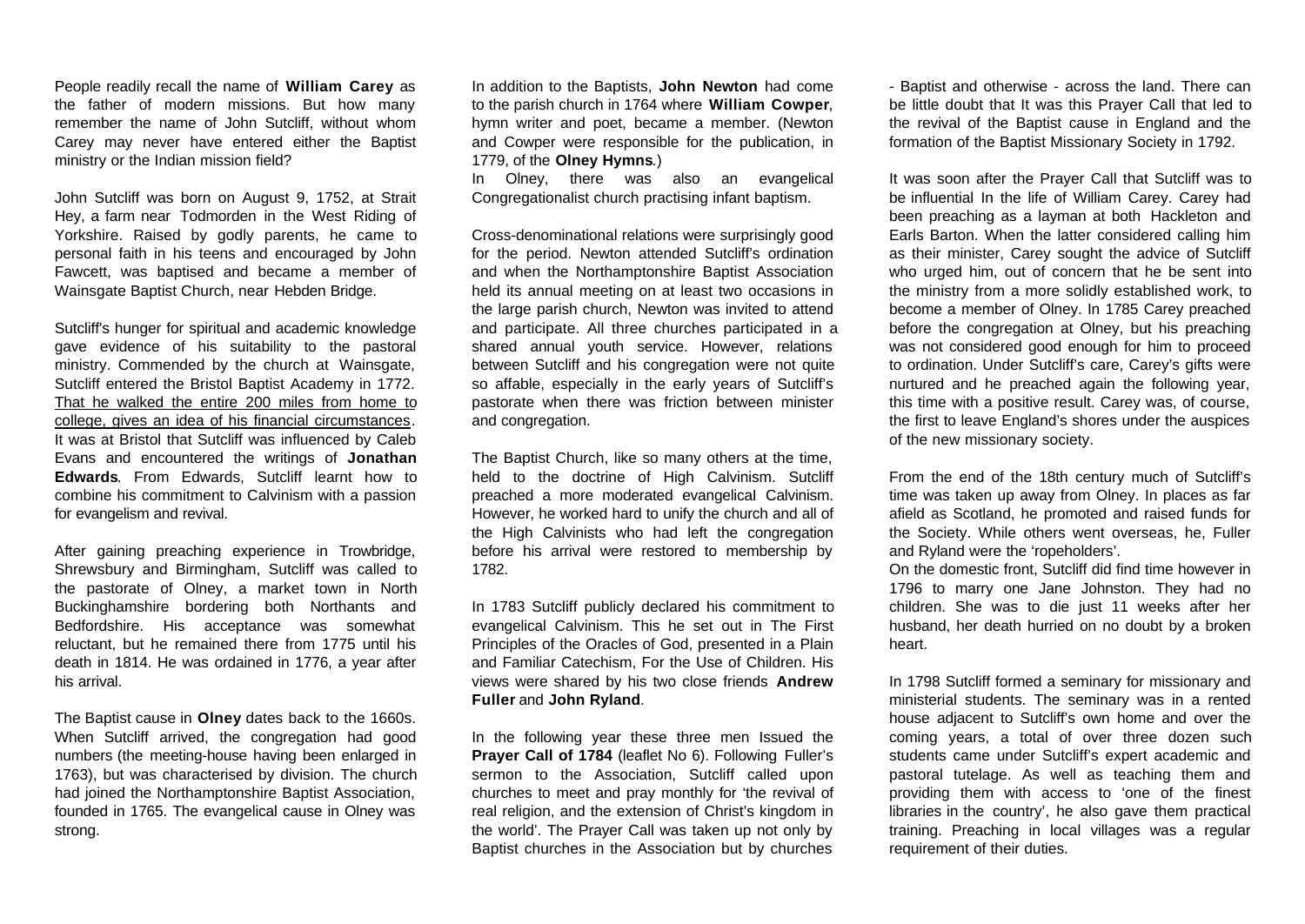People readily recall the name of **William Carey** as the father of modern missions. But how many remember the name of John Sutcliff, without whom Carey may never have entered either the Baptist ministry or the Indian mission field?

John Sutcliff was born on August 9, 1752, at Strait Hey, a farm near Todmorden in the West Riding of Yorkshire. Raised by godly parents, he came to personal faith in his teens and encouraged by John Fawcett, was baptised and became a member of Wainsgate Baptist Church, near Hebden Bridge.

Sutcliff's hunger for spiritual and academic knowledge gave evidence of his suitability to the pastoral ministry. Commended by the church at Wainsgate, Sutcliff entered the Bristol Baptist Academy in 1772. That he walked the entire 200 miles from home to college, gives an idea of his financial circumstances. It was at Bristol that Sutcliff was influenced by Caleb Evans and encountered the writings of **Jonathan Edwards**. From Edwards, Sutcliff learnt how to combine his commitment to Calvinism with a passion for evangelism and revival.

After gaining preaching experience in Trowbridge, Shrewsbury and Birmingham, Sutcliff was called to the pastorate of Olney, a market town in North Buckinghamshire bordering both Northants and Bedfordshire. His acceptance was somewhat reluctant, but he remained there from 1775 until his death in 1814. He was ordained in 1776, a year after his arrival.

The Baptist cause in **Olney** dates back to the 1660s. When Sutcliff arrived, the congregation had good numbers (the meeting-house having been enlarged in 1763), but was characterised by division. The church had joined the Northamptonshire Baptist Association, founded in 1765. The evangelical cause in Olney was strong.

In addition to the Baptists, **John Newton** had come to the parish church in 1764 where **William Cowper**, hymn writer and poet, became a member. (Newton and Cowper were responsible for the publication, in 1779, of the **Olney Hymns**.)

In Olney, there was also an evangelical Congregationalist church practising infant baptism.

Cross-denominational relations were surprisingly good for the period. Newton attended Sutcliff's ordination and when the Northamptonshire Baptist Association held its annual meeting on at least two occasions in the large parish church, Newton was invited to attend and participate. All three churches participated in a shared annual youth service. However, relations between Sutcliff and his congregation were not quite so affable, especially in the early years of Sutcliff's pastorate when there was friction between minister and congregation.

The Baptist Church, like so many others at the time, held to the doctrine of High Calvinism. Sutcliff preached a more moderated evangelical Calvinism. However, he worked hard to unify the church and all of the High Calvinists who had left the congregation before his arrival were restored to membership by 1782.

In 1783 Sutcliff publicly declared his commitment to evangelical Calvinism. This he set out in The First Principles of the Oracles of God, presented in a Plain and Familiar Catechism, For the Use of Children. His views were shared by his two close friends **Andrew Fuller** and **John Ryland**.

In the following year these three men Issued the **Prayer Call of 1784** (leaflet No 6). Following Fuller's sermon to the Association, Sutcliff called upon churches to meet and pray monthly for 'the revival of real religion, and the extension of Christ's kingdom in the world'. The Prayer Call was taken up not only by Baptist churches in the Association but by churches - Baptist and otherwise - across the land. There can be little doubt that It was this Prayer Call that led to the revival of the Baptist cause in England and the formation of the Baptist Missionary Society in 1792.

It was soon after the Prayer Call that Sutcliff was to be influential In the life of William Carey. Carey had been preaching as a layman at both Hackleton and Earls Barton. When the latter considered calling him as their minister, Carey sought the advice of Sutcliff who urged him, out of concern that he be sent into the ministry from a more solidly established work, to become a member of Olney. In 1785 Carey preached before the congregation at Olney, but his preaching was not considered good enough for him to proceed to ordination. Under Sutcliff's care, Carey's gifts were nurtured and he preached again the following year, this time with a positive result. Carey was, of course, the first to leave England's shores under the auspices of the new missionary society.

From the end of the 18th century much of Sutcliff's time was taken up away from Olney. In places as far afield as Scotland, he promoted and raised funds for the Society. While others went overseas, he, Fuller and Ryland were the 'ropeholders'.

On the domestic front, Sutcliff did find time however in 1796 to marry one Jane Johnston. They had no children. She was to die just 11 weeks after her husband, her death hurried on no doubt by a broken heart.

In 1798 Sutcliff formed a seminary for missionary and ministerial students. The seminary was in a rented house adjacent to Sutcliff's own home and over the coming years, a total of over three dozen such students came under Sutcliff's expert academic and pastoral tutelage. As well as teaching them and providing them with access to 'one of the finest libraries in the country', he also gave them practical training. Preaching in local villages was a regular requirement of their duties.